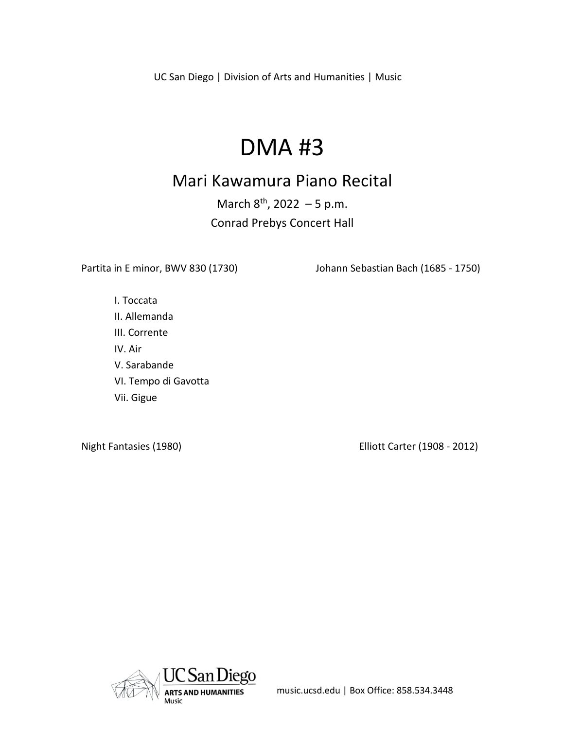UC San Diego | Division of Arts and Humanities | Music

# DMA #3

## Mari Kawamura Piano Recital

March 8th, 2022 – 5 p.m.

Conrad Prebys Concert Hall

Partita in E minor, BWV 830 (1730) — Johann Sebastian Bach (1685 - 1750)

I. Toccata
II. Allemanda
III. Corrente
IV. Air
V. Sarabande
VI. Tempo di Gavotta
Vii. Gigue

Night Fantasies (1980) — Elliott Carter (1908 - 2012)

UC San Diego ARTS AND HUMANITIES Music

music.ucsd.edu | Box Office: 858.534.3448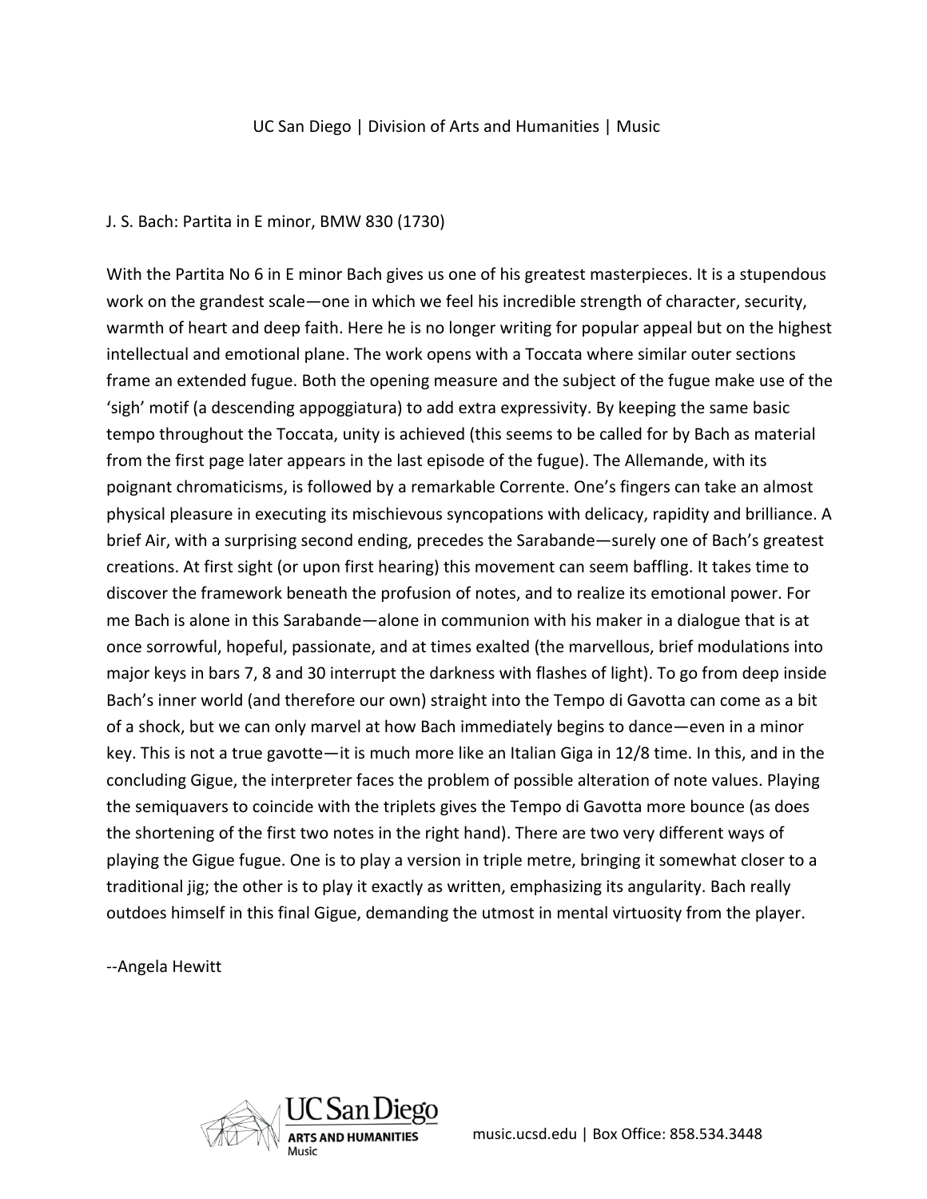J. S. Bach: Partita in E minor, BMW 830 (1730)

With the Partita No 6 in E minor Bach gives us one of his greatest masterpieces. It is a stupendous work on the grandest scale—one in which we feel his incredible strength of character, security, warmth of heart and deep faith. Here he is no longer writing for popular appeal but on the highest intellectual and emotional plane. The work opens with a Toccata where similar outer sections frame an extended fugue. Both the opening measure and the subject of the fugue make use of the 'sigh' motif (a descending appoggiatura) to add extra expressivity. By keeping the same basic tempo throughout the Toccata, unity is achieved (this seems to be called for by Bach as material from the first page later appears in the last episode of the fugue). The Allemande, with its poignant chromaticisms, is followed by a remarkable Corrente. One's fingers can take an almost physical pleasure in executing its mischievous syncopations with delicacy, rapidity and brilliance. A brief Air, with a surprising second ending, precedes the Sarabande—surely one of Bach's greatest creations. At first sight (or upon first hearing) this movement can seem baffling. It takes time to discover the framework beneath the profusion of notes, and to realize its emotional power. For me Bach is alone in this Sarabande—alone in communion with his maker in a dialogue that is at once sorrowful, hopeful, passionate, and at times exalted (the marvellous, brief modulations into major keys in bars 7, 8 and 30 interrupt the darkness with flashes of light). To go from deep inside Bach's inner world (and therefore our own) straight into the Tempo di Gavotta can come as a bit of a shock, but we can only marvel at how Bach immediately begins to dance—even in a minor key. This is not a true gavotte—it is much more like an Italian Giga in 12/8 time. In this, and in the concluding Gigue, the interpreter faces the problem of possible alteration of note values. Playing the semiquavers to coincide with the triplets gives the Tempo di Gavotta more bounce (as does the shortening of the first two notes in the right hand). There are two very different ways of playing the Gigue fugue. One is to play a version in triple metre, bringing it somewhat closer to a traditional jig; the other is to play it exactly as written, emphasizing its angularity. Bach really outdoes himself in this final Gigue, demanding the utmost in mental virtuosity from the player.

--Angela Hewitt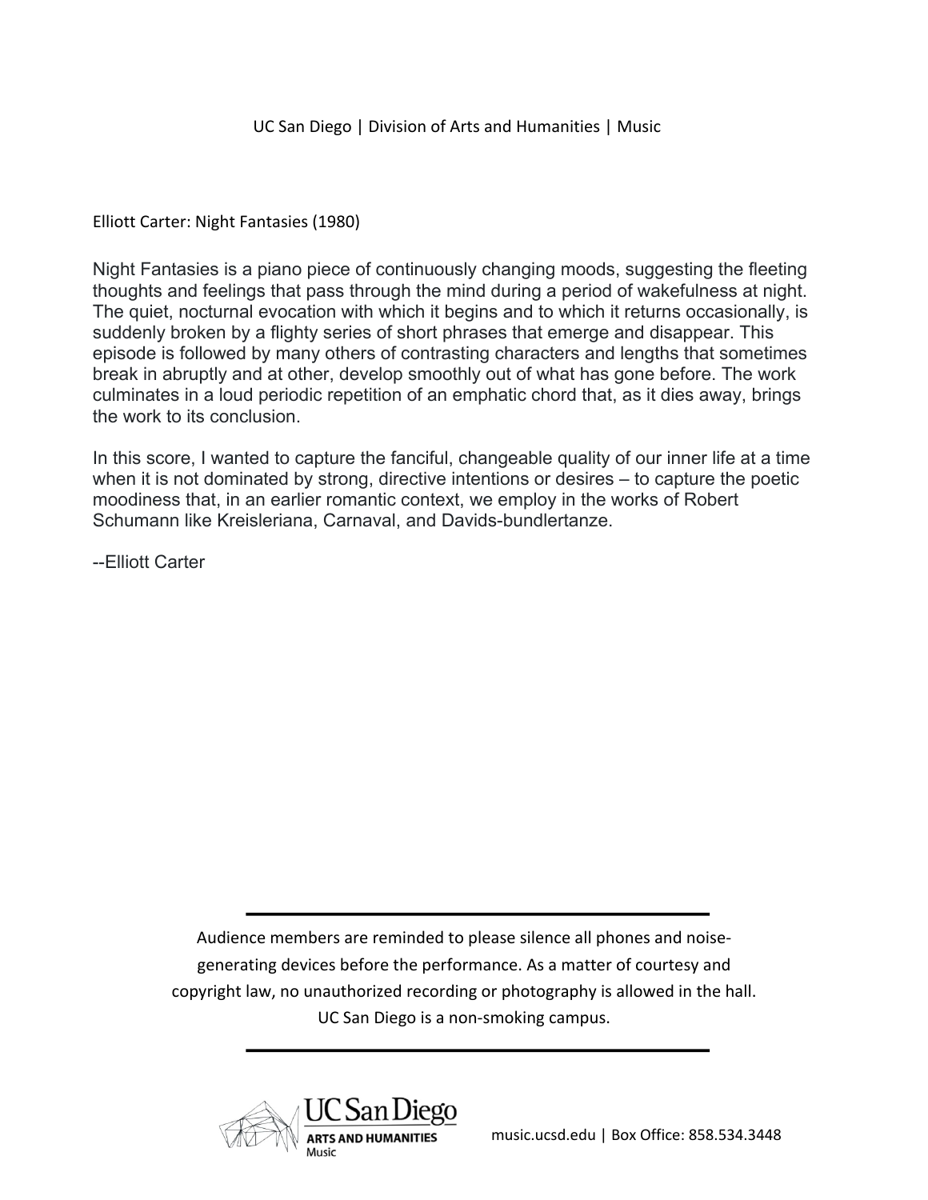Elliott Carter: Night Fantasies (1980)

Night Fantasies is a piano piece of continuously changing moods, suggesting the fleeting thoughts and feelings that pass through the mind during a period of wakefulness at night. The quiet, nocturnal evocation with which it begins and to which it returns occasionally, is suddenly broken by a flighty series of short phrases that emerge and disappear. This episode is followed by many others of contrasting characters and lengths that sometimes break in abruptly and at other, develop smoothly out of what has gone before. The work culminates in a loud periodic repetition of an emphatic chord that, as it dies away, brings the work to its conclusion.

In this score, I wanted to capture the fanciful, changeable quality of our inner life at a time when it is not dominated by strong, directive intentions or desires – to capture the poetic moodiness that, in an earlier romantic context, we employ in the works of Robert Schumann like Kreisleriana, Carnaval, and Davids-bundlertanze.

--Elliott Carter

---

Audience members are reminded to please silence all phones and noise-generating devices before the performance. As a matter of courtesy and copyright law, no unauthorized recording or photography is allowed in the hall. UC San Diego is a non-smoking campus.

---

UC San Diego
ARTS AND HUMANITIES
Music

music.ucsd.edu | Box Office: 858.534.3448